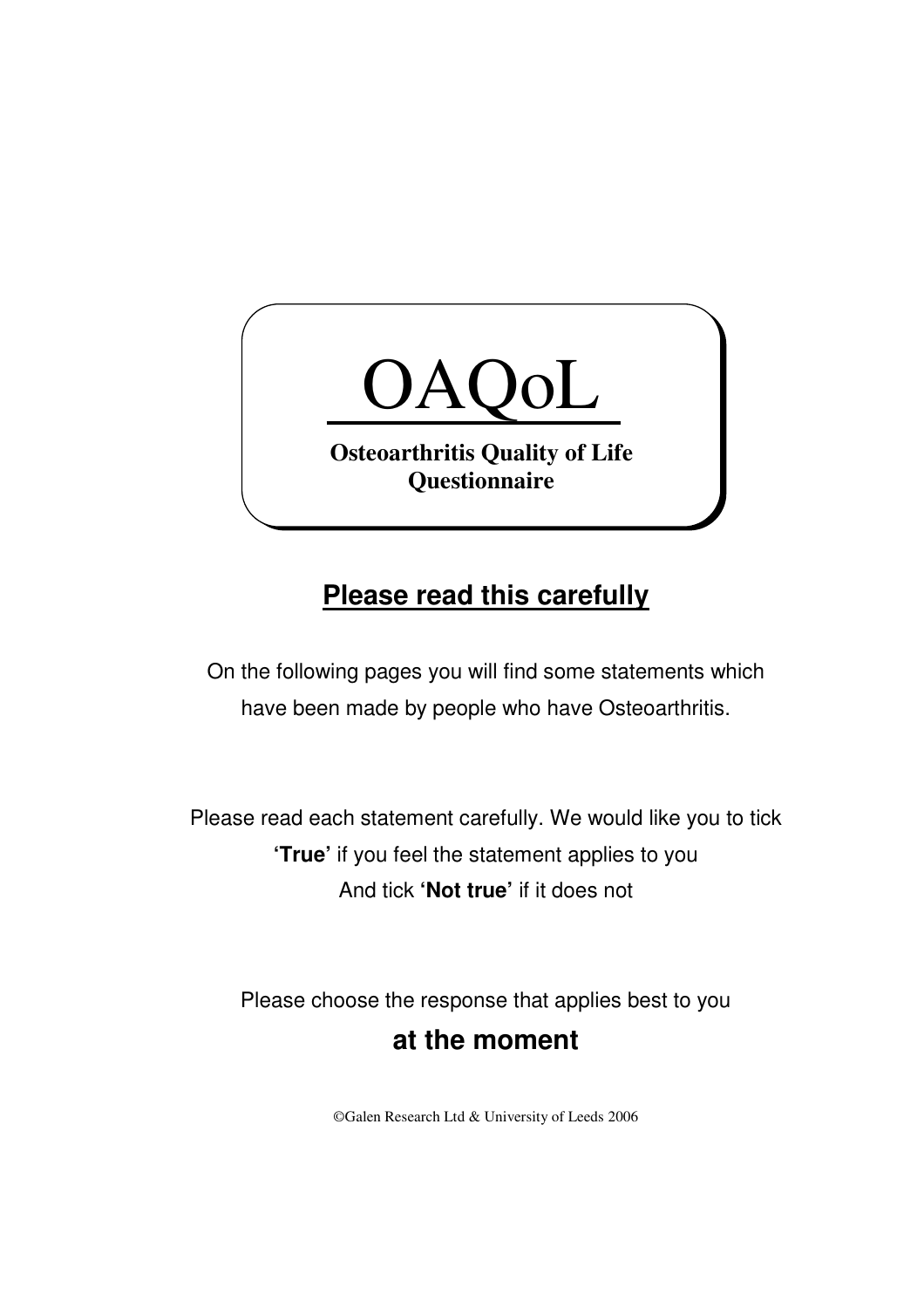# OAQoL

**Osteoarthritis Quality of Life Questionnaire**

## Please read this carefully

On the following pages you will find some statements which have been made by people who have Osteoarthritis.

Please read each statement carefully. We would like you to tick **'True'** if you feel the statement applies to you
And tick **'Not true'** if it does not

Please choose the response that applies best to you

**at the moment**

©Galen Research Ltd & University of Leeds 2006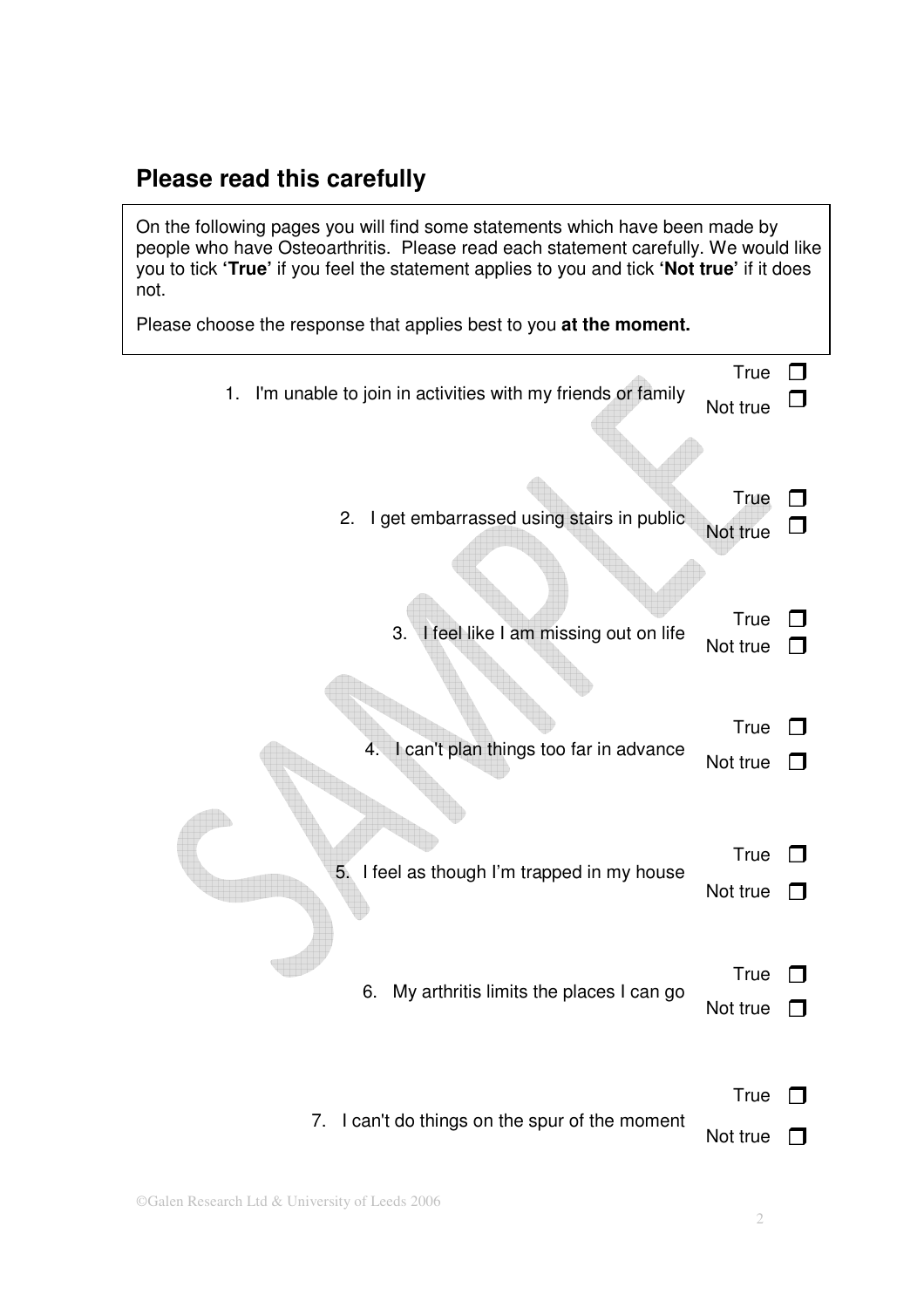## Please read this carefully

On the following pages you will find some statements which have been made by people who have Osteoarthritis. Please read each statement carefully. We would like you to tick **'True'** if you feel the statement applies to you and tick **'Not true'** if it does not.

Please choose the response that applies best to you **at the moment.**

1. I'm unable to join in activities with my friends or family — True ❒ Not true ❒

2. I get embarrassed using stairs in public — True ❒ Not true ❒

3. I feel like I am missing out on life — True ❒ Not true ❒

4. I can't plan things too far in advance — True ❒ Not true ❒

5. I feel as though I'm trapped in my house — True ❒ Not true ❒

6. My arthritis limits the places I can go — True ❒ Not true ❒

7. I can't do things on the spur of the moment — True ❒ Not true ❒

SAMPLE

©Galen Research Ltd & University of Leeds 2006